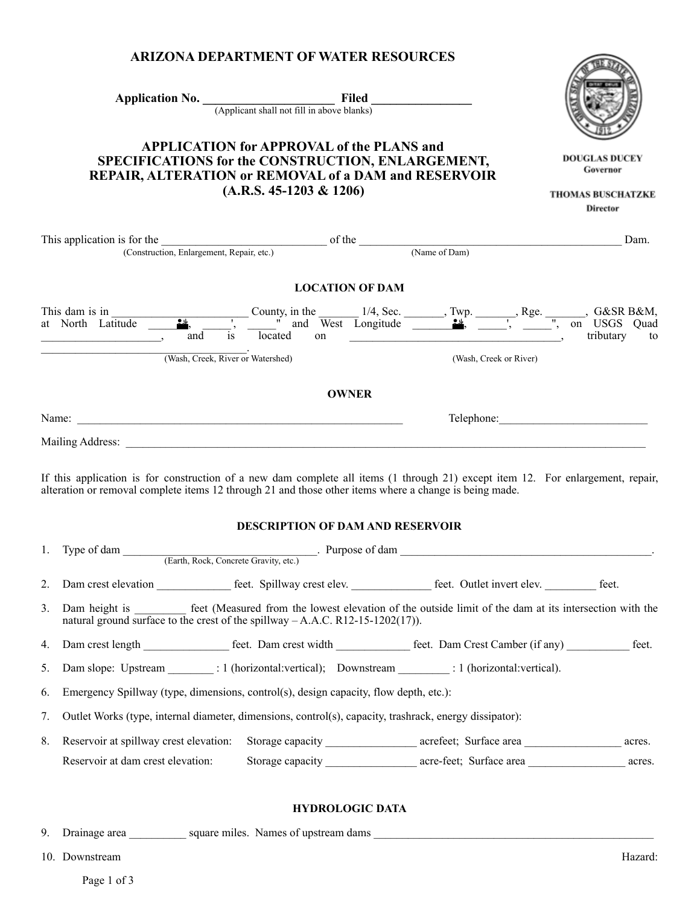# ARIZONA DEPARTMENT OF WATER RESOURCES

**Application No. ______________________ Filed _________________**
(Applicant shall not fill in above blanks)

**DOUGLAS DUCEY**
Governor

**THOMAS BUSCHATZKE**
Director

## APPLICATION for APPROVAL of the PLANS and SPECIFICATIONS for the CONSTRUCTION, ENLARGEMENT, REPAIR, ALTERATION or REMOVAL of a DAM and RESERVOIR (A.R.S. 45-1203 & 1206)

This application is for the _____________________________ of the _______________________________________________ Dam.
(Construction, Enlargement, Repair, etc.) (Name of Dam)

### LOCATION OF DAM

This dam is in ________________________ County, in the _______ 1/4, Sec. _______, Twp. _______, Rge. _______, G&SR B&M, at North Latitude _____°, _____', _____" and West Longitude _______°, _____', _____", on USGS Quad ____________________, and is located on _____________________________________, tributary to _____________________________________.
(Wash, Creek, River or Watershed) (Wash, Creek or River)

### OWNER

Name: _________________________________________________________ Telephone:___________________________

Mailing Address: ____________________________________________________________________________________________

If this application is for construction of a new dam complete all items (1 through 21) except item 12. For enlargement, repair, alteration or removal complete items 12 through 21 and those other items where a change is being made.

### DESCRIPTION OF DAM AND RESERVOIR

1. Type of dam ___________________________________. Purpose of dam _____________________________________________.
   (Earth, Rock, Concrete Gravity, etc.)

2. Dam crest elevation _____________ feet. Spillway crest elev. ______________ feet. Outlet invert elev. _________ feet.

3. Dam height is _________ feet (Measured from the lowest elevation of the outside limit of the dam at its intersection with the natural ground surface to the crest of the spillway – A.A.C. R12-15-1202(17)).

4. Dam crest length _______________ feet. Dam crest width _____________ feet. Dam Crest Camber (if any) ___________ feet.

5. Dam slope: Upstream ________ : 1 (horizontal:vertical); Downstream _________ : 1 (horizontal:vertical).

6. Emergency Spillway (type, dimensions, control(s), design capacity, flow depth, etc.):

7. Outlet Works (type, internal diameter, dimensions, control(s), capacity, trashrack, energy dissipator):

8. Reservoir at spillway crest elevation: Storage capacity ________________ acrefeet; Surface area _________________ acres.
   Reservoir at dam crest elevation: Storage capacity ________________ acre-feet; Surface area _________________ acres.

### HYDROLOGIC DATA

9. Drainage area __________ square miles. Names of upstream dams ___________________________________________________

10. Downstream Hazard: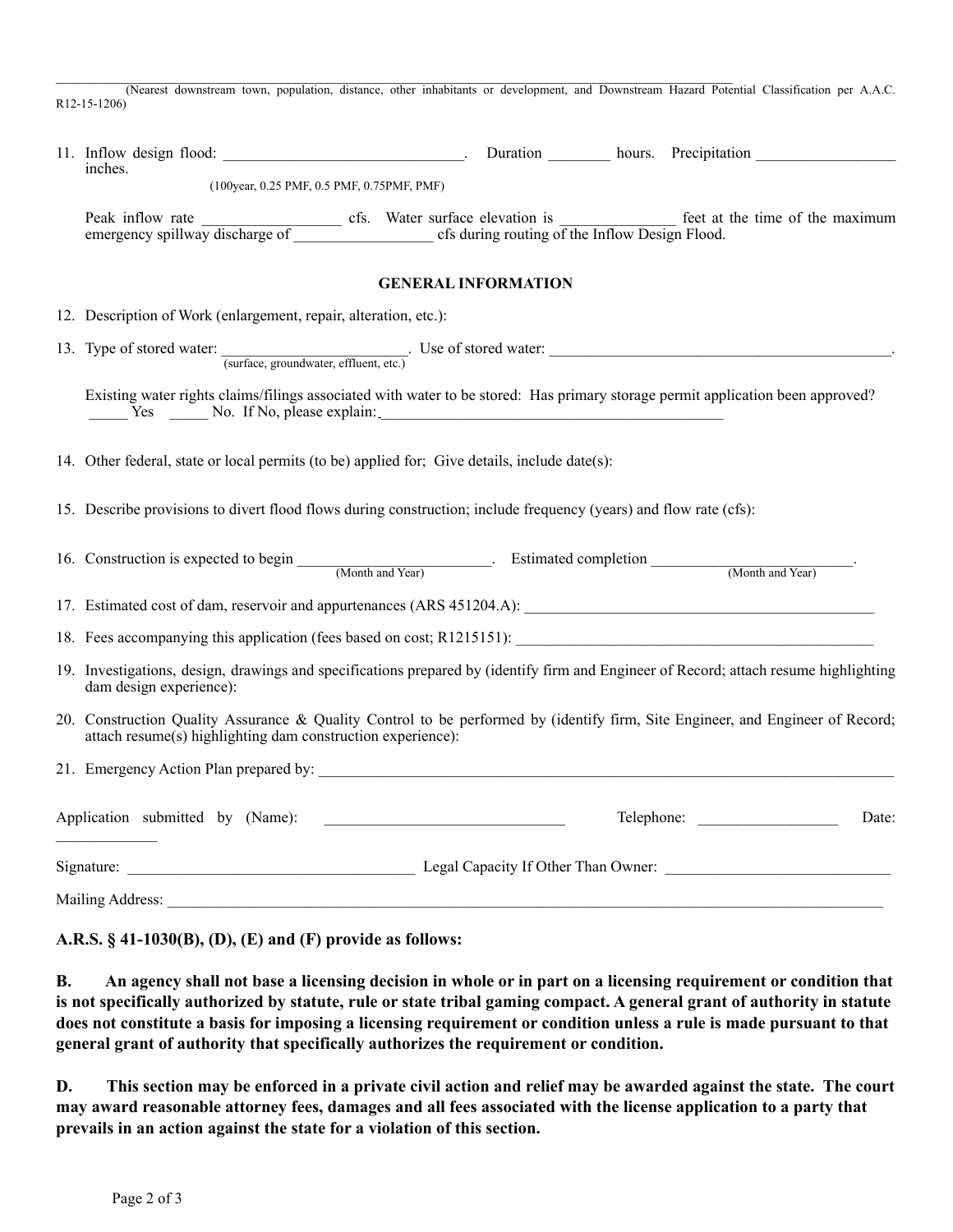\_\_\_\_\_\_\_\_\_\_\_\_\_\_\_\_\_\_\_\_\_\_\_\_\_\_\_\_\_\_\_\_\_\_\_\_\_\_\_\_\_\_\_\_\_\_\_\_\_\_\_\_\_\_\_\_\_\_\_\_\_\_\_\_\_\_\_\_\_\_\_\_\_\_\_\_\_\_\_\_\_\_\_\_
(Nearest downstream town, population, distance, other inhabitants or development, and Downstream Hazard Potential Classification per A.A.C. R12-15-1206)

11. Inflow design flood: \_\_\_\_\_\_\_\_\_\_\_\_\_\_\_\_\_\_\_\_\_\_\_\_\_\_\_\_\_\_\_. Duration \_\_\_\_\_\_\_\_ hours. Precipitation \_\_\_\_\_\_\_\_\_\_\_\_\_\_\_\_\_\_ inches.
    (100year, 0.25 PMF, 0.5 PMF, 0.75PMF, PMF)

    Peak inflow rate \_\_\_\_\_\_\_\_\_\_\_\_\_\_\_\_\_\_ cfs. Water surface elevation is \_\_\_\_\_\_\_\_\_\_\_\_\_\_\_ feet at the time of the maximum emergency spillway discharge of \_\_\_\_\_\_\_\_\_\_\_\_\_\_\_\_\_\_ cfs during routing of the Inflow Design Flood.

## GENERAL INFORMATION

12. Description of Work (enlargement, repair, alteration, etc.):

13. Type of stored water: \_\_\_\_\_\_\_\_\_\_\_\_\_\_\_\_\_\_\_\_\_\_\_\_. Use of stored water: \_\_\_\_\_\_\_\_\_\_\_\_\_\_\_\_\_\_\_\_\_\_\_\_\_\_\_\_\_\_\_\_\_\_\_\_\_\_\_\_\_\_\_\_\_\_.
    (surface, groundwater, effluent, etc.)

    Existing water rights claims/filings associated with water to be stored: Has primary storage permit application been approved? \_\_\_\_\_ Yes \_\_\_\_\_ No. If No, please explain: \_\_\_\_\_\_\_\_\_\_\_\_\_\_\_\_\_\_\_\_\_\_\_\_\_\_\_\_\_\_\_\_\_\_\_\_\_\_\_\_\_\_\_\_\_

14. Other federal, state or local permits (to be) applied for; Give details, include date(s):

15. Describe provisions to divert flood flows during construction; include frequency (years) and flow rate (cfs):

16. Construction is expected to begin \_\_\_\_\_\_\_\_\_\_\_\_\_\_\_\_\_\_\_\_\_\_\_\_\_ (Month and Year). Estimated completion \_\_\_\_\_\_\_\_\_\_\_\_\_\_\_\_\_\_\_\_\_\_\_\_\_\_\_ (Month and Year).

17. Estimated cost of dam, reservoir and appurtenances (ARS 451204.A): \_\_\_\_\_\_\_\_\_\_\_\_\_\_\_\_\_\_\_\_\_\_\_\_\_\_\_\_\_\_\_\_\_\_\_\_\_\_\_\_\_\_\_\_\_\_

18. Fees accompanying this application (fees based on cost; R1215151): \_\_\_\_\_\_\_\_\_\_\_\_\_\_\_\_\_\_\_\_\_\_\_\_\_\_\_\_\_\_\_\_\_\_\_\_\_\_\_\_\_\_\_\_\_\_

19. Investigations, design, drawings and specifications prepared by (identify firm and Engineer of Record; attach resume highlighting dam design experience):

20. Construction Quality Assurance & Quality Control to be performed by (identify firm, Site Engineer, and Engineer of Record; attach resume(s) highlighting dam construction experience):

21. Emergency Action Plan prepared by: \_\_\_\_\_\_\_\_\_\_\_\_\_\_\_\_\_\_\_\_\_\_\_\_\_\_\_\_\_\_\_\_\_\_\_\_\_\_\_\_\_\_\_\_\_\_\_\_\_\_\_\_\_\_\_\_\_\_\_\_\_\_\_\_\_\_\_\_\_\_\_\_\_\_\_\_

Application submitted by (Name): \_\_\_\_\_\_\_\_\_\_\_\_\_\_\_\_\_\_\_\_\_\_\_\_\_\_\_\_\_\_\_ Telephone: \_\_\_\_\_\_\_\_\_\_\_\_\_\_\_\_\_\_ Date: \_\_\_\_\_\_\_\_\_\_\_\_\_

Signature: \_\_\_\_\_\_\_\_\_\_\_\_\_\_\_\_\_\_\_\_\_\_\_\_\_\_\_\_\_\_\_\_\_\_\_\_\_ Legal Capacity If Other Than Owner: \_\_\_\_\_\_\_\_\_\_\_\_\_\_\_\_\_\_\_\_\_\_\_\_\_\_\_\_\_\_

Mailing Address: \_\_\_\_\_\_\_\_\_\_\_\_\_\_\_\_\_\_\_\_\_\_\_\_\_\_\_\_\_\_\_\_\_\_\_\_\_\_\_\_\_\_\_\_\_\_\_\_\_\_\_\_\_\_\_\_\_\_\_\_\_\_\_\_\_\_\_\_\_\_\_\_\_\_\_\_\_\_\_\_\_\_\_\_\_\_\_\_\_\_\_\_

**A.R.S. § 41-1030(B), (D), (E) and (F) provide as follows:**

**B. An agency shall not base a licensing decision in whole or in part on a licensing requirement or condition that is not specifically authorized by statute, rule or state tribal gaming compact. A general grant of authority in statute does not constitute a basis for imposing a licensing requirement or condition unless a rule is made pursuant to that general grant of authority that specifically authorizes the requirement or condition.**

**D. This section may be enforced in a private civil action and relief may be awarded against the state. The court may award reasonable attorney fees, damages and all fees associated with the license application to a party that prevails in an action against the state for a violation of this section.**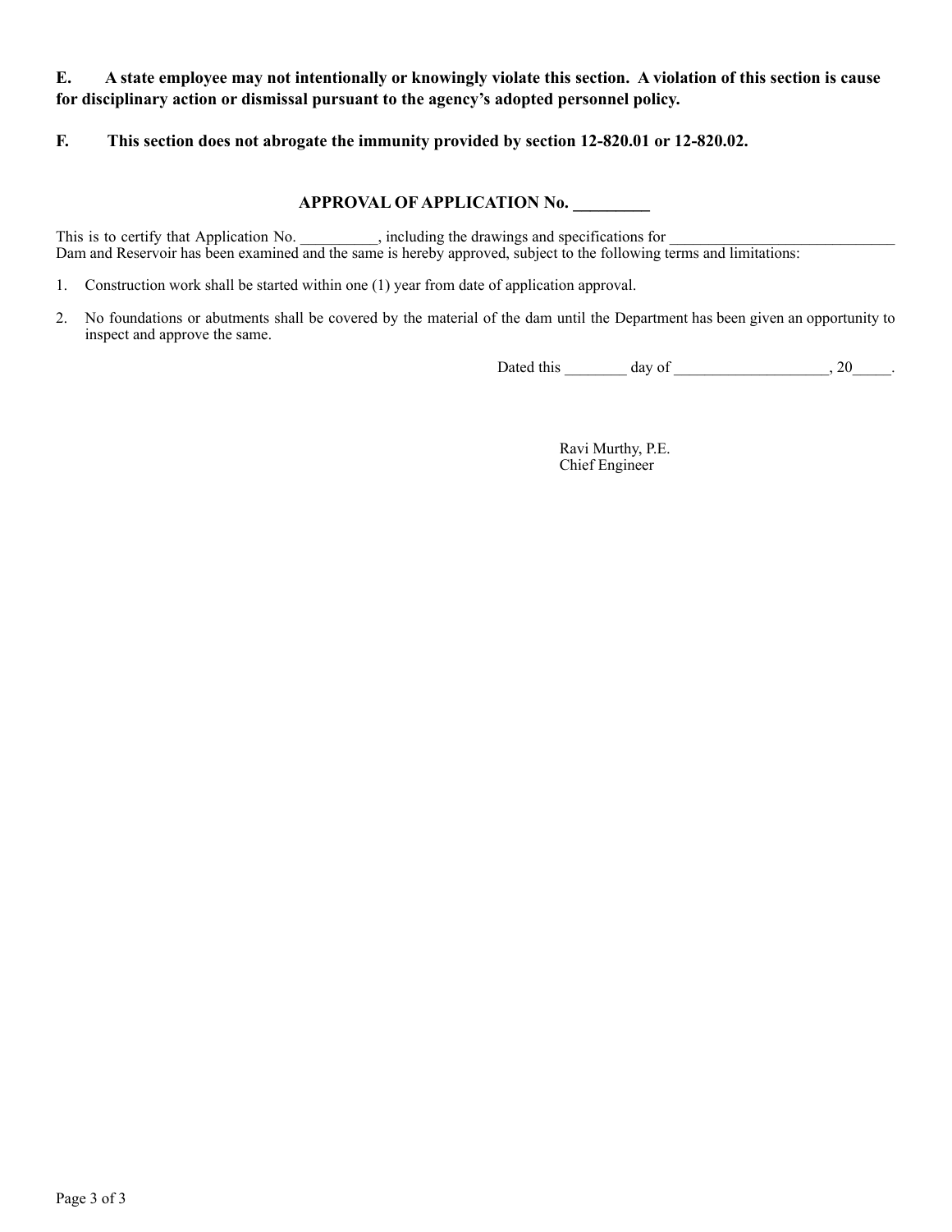**E. A state employee may not intentionally or knowingly violate this section. A violation of this section is cause for disciplinary action or dismissal pursuant to the agency's adopted personnel policy.**

**F. This section does not abrogate the immunity provided by section 12-820.01 or 12-820.02.**

## APPROVAL OF APPLICATION No. _________

This is to certify that Application No. __________, including the drawings and specifications for ______________________________ Dam and Reservoir has been examined and the same is hereby approved, subject to the following terms and limitations:

1. Construction work shall be started within one (1) year from date of application approval.
2. No foundations or abutments shall be covered by the material of the dam until the Department has been given an opportunity to inspect and approve the same.

Dated this ________ day of ____________________, 20_____.

Ravi Murthy, P.E.
Chief Engineer